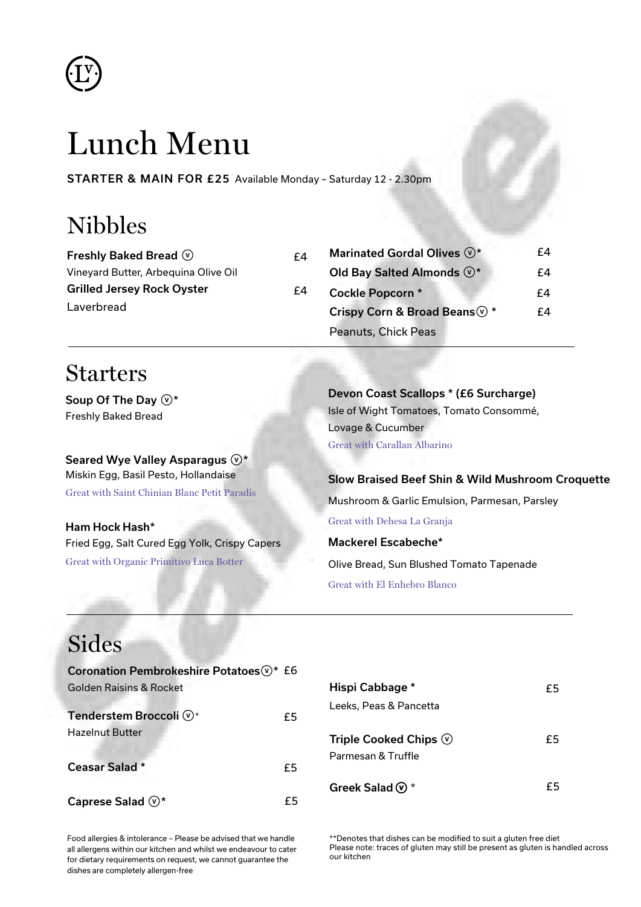# Lunch Menu

**STARTER & MAIN FOR £25** Available Monday – Saturday 12 - 2.30pm

## Nibbles

**Freshly Baked Bread** (v) £4
Vineyard Butter, Arbequina Olive Oil

**Grilled Jersey Rock Oyster** £4
Laverbread

**Marinated Gordal Olives** (v)* £4

**Old Bay Salted Almonds** (v)* £4

**Cockle Popcorn** * £4

**Crispy Corn & Broad Beans** (v) * £4
Peanuts, Chick Peas

---

## Starters

**Soup Of The Day** (v)*
Freshly Baked Bread

**Seared Wye Valley Asparagus** (v)*
Miskin Egg, Basil Pesto, Hollandaise
Great with Saint Chinian Blanc Petit Paradis

**Ham Hock Hash***
Fried Egg, Salt Cured Egg Yolk, Crispy Capers
Great with Organic Primitivo Luca Botter

**Devon Coast Scallops * (£6 Surcharge)**
Isle of Wight Tomatoes, Tomato Consommé, Lovage & Cucumber
Great with Carallan Albarino

**Slow Braised Beef Shin & Wild Mushroom Croquette**
Mushroom & Garlic Emulsion, Parmesan, Parsley
Great with Dehesa La Granja

**Mackerel Escabeche***
Olive Bread, Sun Blushed Tomato Tapenade
Great with El Enhebro Blanco

---

## Sides

**Coronation Pembrokeshire Potatoes** (v)* £6
Golden Raisins & Rocket

**Tenderstem Broccoli** (v)* £5
Hazelnut Butter

**Ceasar Salad** * £5

**Caprese Salad** (v)* £5

**Hispi Cabbage** * £5
Leeks, Peas & Pancetta

**Triple Cooked Chips** (v) £5
Parmesan & Truffle

**Greek Salad** (v) * £5

Food allergies & intolerance – Please be advised that we handle all allergens within our kitchen and whilst we endeavour to cater for dietary requirements on request, we cannot guarantee the dishes are completely allergen-free

**Denotes that dishes can be modified to suit a gluten free diet
Please note: traces of gluten may still be present as gluten is handled across our kitchen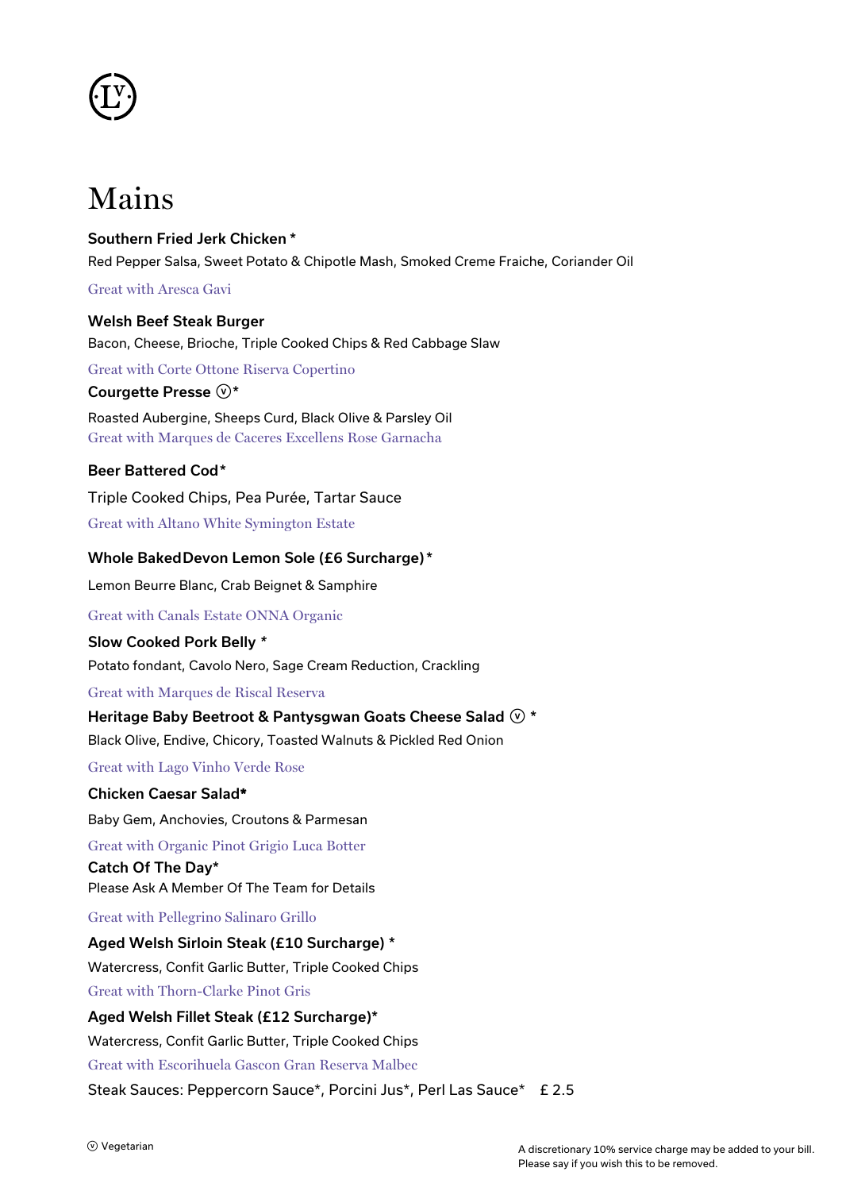# Mains

**Southern Fried Jerk Chicken ***

Red Pepper Salsa, Sweet Potato & Chipotle Mash, Smoked Creme Fraiche, Coriander Oil

Great with Aresca Gavi

**Welsh Beef Steak Burger**

Bacon, Cheese, Brioche, Triple Cooked Chips & Red Cabbage Slaw

Great with Corte Ottone Riserva Copertino

**Courgette Presse ⓥ***

Roasted Aubergine, Sheeps Curd, Black Olive & Parsley Oil

Great with Marques de Caceres Excellens Rose Garnacha

**Beer Battered Cod***

Triple Cooked Chips, Pea Purée, Tartar Sauce

Great with Altano White Symington Estate

**Whole BakedDevon Lemon Sole (£6 Surcharge)***

Lemon Beurre Blanc, Crab Beignet & Samphire

Great with Canals Estate ONNA Organic

**Slow Cooked Pork Belly ***

Potato fondant, Cavolo Nero, Sage Cream Reduction, Crackling

Great with Marques de Riscal Reserva

**Heritage Baby Beetroot & Pantysgwan Goats Cheese Salad ⓥ ***

Black Olive, Endive, Chicory, Toasted Walnuts & Pickled Red Onion

Great with Lago Vinho Verde Rose

**Chicken Caesar Salad***

Baby Gem, Anchovies, Croutons & Parmesan

Great with Organic Pinot Grigio Luca Botter

**Catch Of The Day***

Please Ask A Member Of The Team for Details

Great with Pellegrino Salinaro Grillo

**Aged Welsh Sirloin Steak (£10 Surcharge) ***

Watercress, Confit Garlic Butter, Triple Cooked Chips

Great with Thorn-Clarke Pinot Gris

**Aged Welsh Fillet Steak (£12 Surcharge)***

Watercress, Confit Garlic Butter, Triple Cooked Chips

Great with Escorihuela Gascon Gran Reserva Malbec

Steak Sauces: Peppercorn Sauce*, Porcini Jus*, Perl Las Sauce* £ 2.5

ⓥ Vegetarian

A discretionary 10% service charge may be added to your bill. Please say if you wish this to be removed.